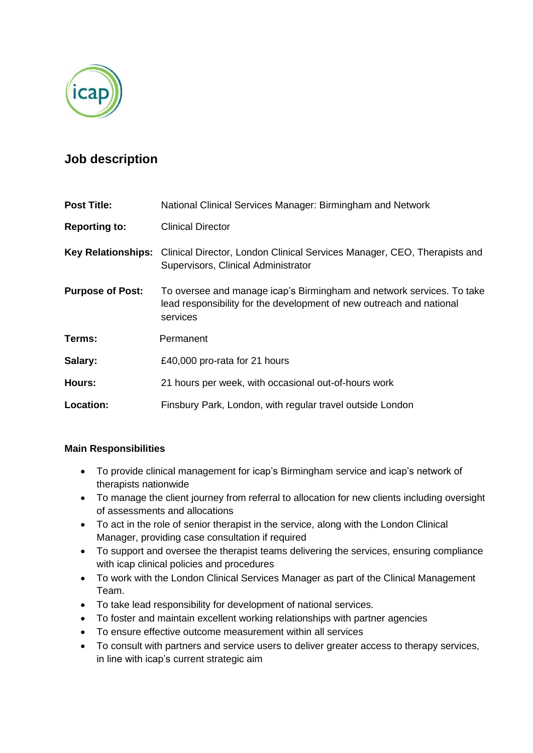icap

## Job description

| | |
|---|---|
| **Post Title:** | National Clinical Services Manager: Birmingham and Network |
| **Reporting to:** | Clinical Director |
| **Key Relationships:** | Clinical Director, London Clinical Services Manager, CEO, Therapists and Supervisors, Clinical Administrator |
| **Purpose of Post:** | To oversee and manage icap's Birmingham and network services. To take lead responsibility for the development of new outreach and national services |
| **Terms:** | Permanent |
| **Salary:** | £40,000 pro-rata for 21 hours |
| **Hours:** | 21 hours per week, with occasional out-of-hours work |
| **Location:** | Finsbury Park, London, with regular travel outside London |

### Main Responsibilities

- To provide clinical management for icap's Birmingham service and icap's network of therapists nationwide
- To manage the client journey from referral to allocation for new clients including oversight of assessments and allocations
- To act in the role of senior therapist in the service, along with the London Clinical Manager, providing case consultation if required
- To support and oversee the therapist teams delivering the services, ensuring compliance with icap clinical policies and procedures
- To work with the London Clinical Services Manager as part of the Clinical Management Team.
- To take lead responsibility for development of national services.
- To foster and maintain excellent working relationships with partner agencies
- To ensure effective outcome measurement within all services
- To consult with partners and service users to deliver greater access to therapy services, in line with icap's current strategic aim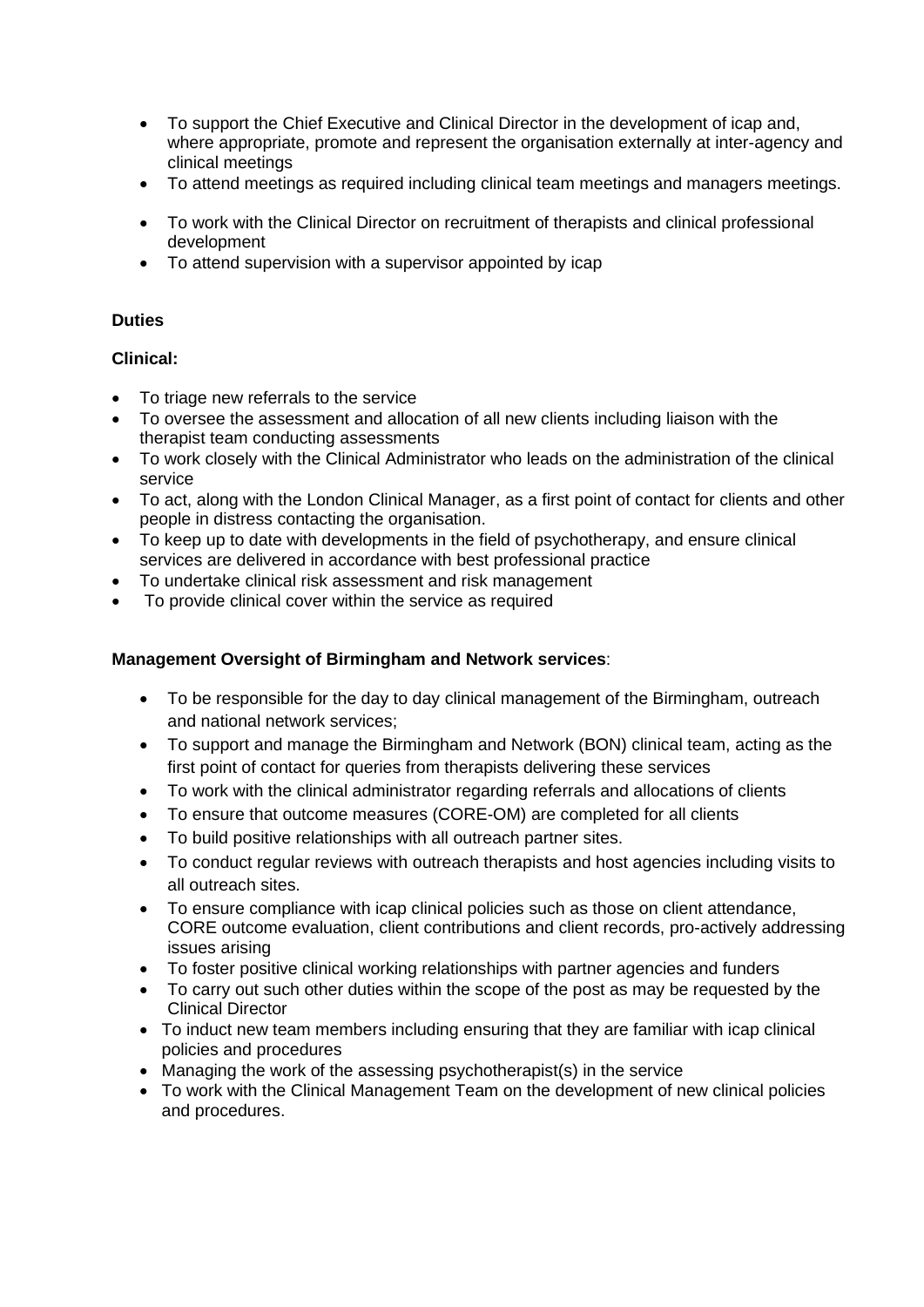- To support the Chief Executive and Clinical Director in the development of icap and, where appropriate, promote and represent the organisation externally at inter-agency and clinical meetings
- To attend meetings as required including clinical team meetings and managers meetings.
- To work with the Clinical Director on recruitment of therapists and clinical professional development
- To attend supervision with a supervisor appointed by icap

**Duties**

**Clinical:**

- To triage new referrals to the service
- To oversee the assessment and allocation of all new clients including liaison with the therapist team conducting assessments
- To work closely with the Clinical Administrator who leads on the administration of the clinical service
- To act, along with the London Clinical Manager, as a first point of contact for clients and other people in distress contacting the organisation.
- To keep up to date with developments in the field of psychotherapy, and ensure clinical services are delivered in accordance with best professional practice
- To undertake clinical risk assessment and risk management
- To provide clinical cover within the service as required

**Management Oversight of Birmingham and Network services**:

- To be responsible for the day to day clinical management of the Birmingham, outreach and national network services;
- To support and manage the Birmingham and Network (BON) clinical team, acting as the first point of contact for queries from therapists delivering these services
- To work with the clinical administrator regarding referrals and allocations of clients
- To ensure that outcome measures (CORE-OM) are completed for all clients
- To build positive relationships with all outreach partner sites.
- To conduct regular reviews with outreach therapists and host agencies including visits to all outreach sites.
- To ensure compliance with icap clinical policies such as those on client attendance, CORE outcome evaluation, client contributions and client records, pro-actively addressing issues arising
- To foster positive clinical working relationships with partner agencies and funders
- To carry out such other duties within the scope of the post as may be requested by the Clinical Director
- To induct new team members including ensuring that they are familiar with icap clinical policies and procedures
- Managing the work of the assessing psychotherapist(s) in the service
- To work with the Clinical Management Team on the development of new clinical policies and procedures.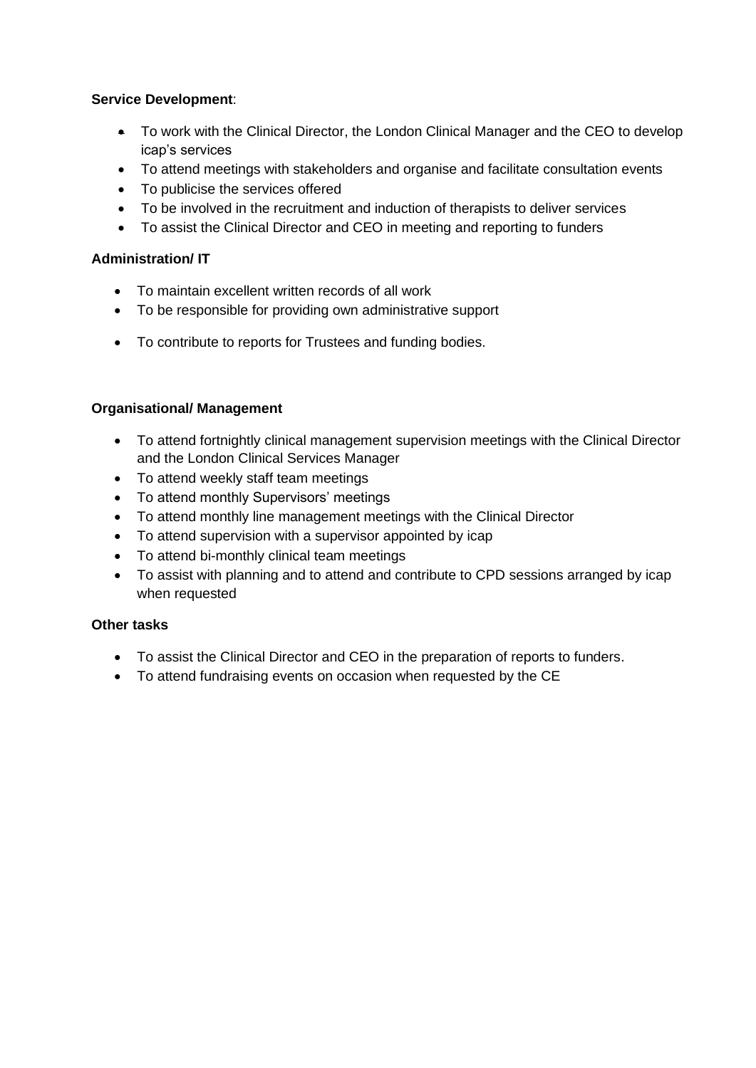**Service Development**:

- To work with the Clinical Director, the London Clinical Manager and the CEO to develop icap's services
- To attend meetings with stakeholders and organise and facilitate consultation events
- To publicise the services offered
- To be involved in the recruitment and induction of therapists to deliver services
- To assist the Clinical Director and CEO in meeting and reporting to funders

**Administration/ IT**

- To maintain excellent written records of all work
- To be responsible for providing own administrative support
- To contribute to reports for Trustees and funding bodies.

**Organisational/ Management**

- To attend fortnightly clinical management supervision meetings with the Clinical Director and the London Clinical Services Manager
- To attend weekly staff team meetings
- To attend monthly Supervisors' meetings
- To attend monthly line management meetings with the Clinical Director
- To attend supervision with a supervisor appointed by icap
- To attend bi-monthly clinical team meetings
- To assist with planning and to attend and contribute to CPD sessions arranged by icap when requested

**Other tasks**

- To assist the Clinical Director and CEO in the preparation of reports to funders.
- To attend fundraising events on occasion when requested by the CE